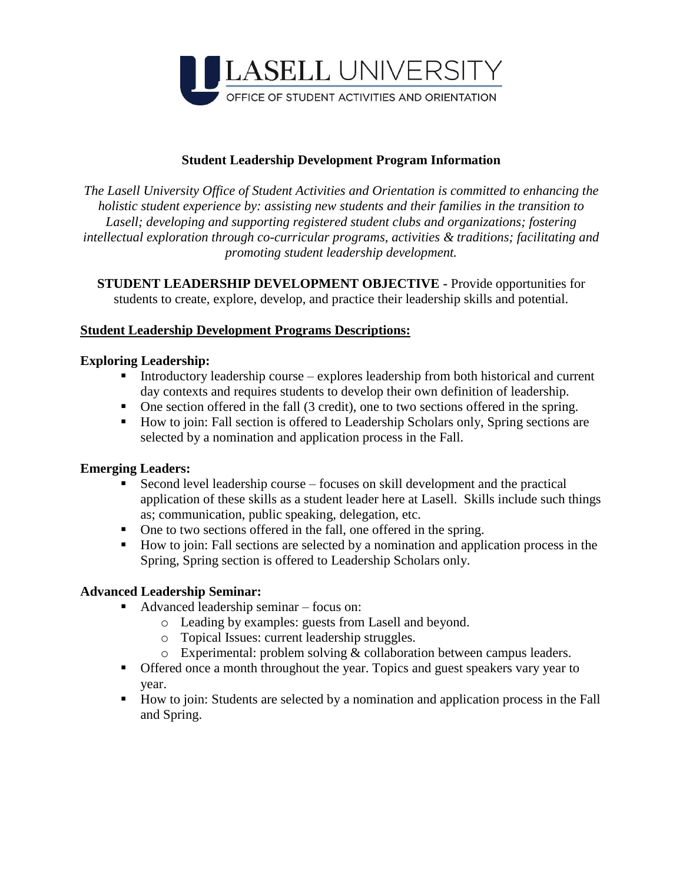LASELL UNIVERSITY

OFFICE OF STUDENT ACTIVITIES AND ORIENTATION

## Student Leadership Development Program Information

*The Lasell University Office of Student Activities and Orientation is committed to enhancing the holistic student experience by: assisting new students and their families in the transition to Lasell; developing and supporting registered student clubs and organizations; fostering intellectual exploration through co-curricular programs, activities & traditions; facilitating and promoting student leadership development.*

**STUDENT LEADERSHIP DEVELOPMENT OBJECTIVE -** Provide opportunities for students to create, explore, develop, and practice their leadership skills and potential.

### Student Leadership Development Programs Descriptions:

**Exploring Leadership:**

- Introductory leadership course – explores leadership from both historical and current day contexts and requires students to develop their own definition of leadership.
- One section offered in the fall (3 credit), one to two sections offered in the spring.
- How to join: Fall section is offered to Leadership Scholars only, Spring sections are selected by a nomination and application process in the Fall.

**Emerging Leaders:**

- Second level leadership course – focuses on skill development and the practical application of these skills as a student leader here at Lasell. Skills include such things as; communication, public speaking, delegation, etc.
- One to two sections offered in the fall, one offered in the spring.
- How to join: Fall sections are selected by a nomination and application process in the Spring, Spring section is offered to Leadership Scholars only.

**Advanced Leadership Seminar:**

- Advanced leadership seminar – focus on:
  - Leading by examples: guests from Lasell and beyond.
  - Topical Issues: current leadership struggles.
  - Experimental: problem solving & collaboration between campus leaders.
- Offered once a month throughout the year. Topics and guest speakers vary year to year.
- How to join: Students are selected by a nomination and application process in the Fall and Spring.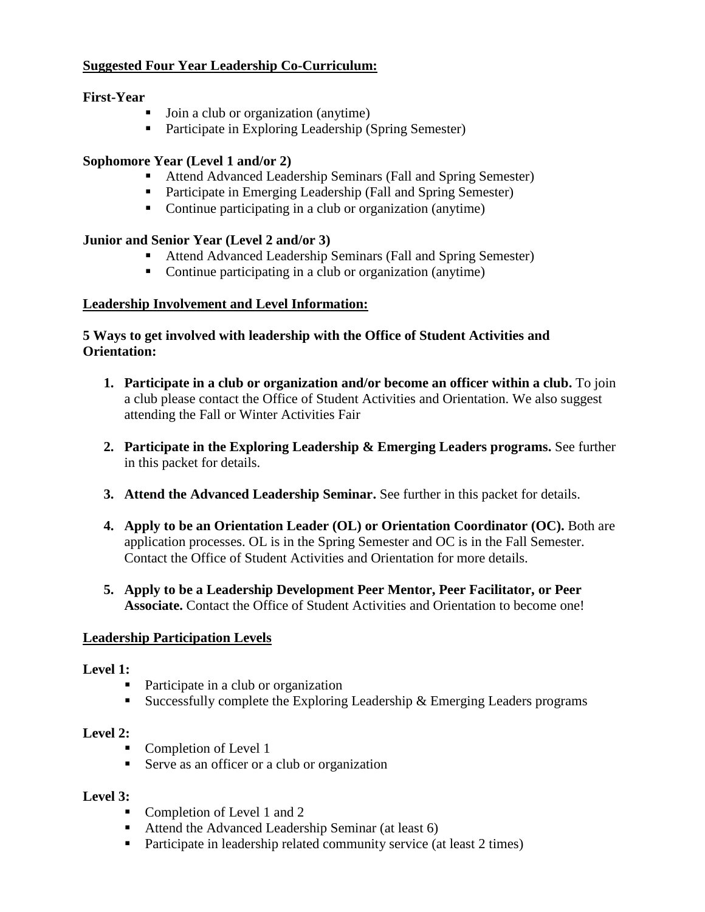## Suggested Four Year Leadership Co-Curriculum:

**First-Year**

- Join a club or organization (anytime)
- Participate in Exploring Leadership (Spring Semester)

**Sophomore Year (Level 1 and/or 2)**

- Attend Advanced Leadership Seminars (Fall and Spring Semester)
- Participate in Emerging Leadership (Fall and Spring Semester)
- Continue participating in a club or organization (anytime)

**Junior and Senior Year (Level 2 and/or 3)**

- Attend Advanced Leadership Seminars (Fall and Spring Semester)
- Continue participating in a club or organization (anytime)

## Leadership Involvement and Level Information:

**5 Ways to get involved with leadership with the Office of Student Activities and Orientation:**

1. **Participate in a club or organization and/or become an officer within a club.** To join a club please contact the Office of Student Activities and Orientation. We also suggest attending the Fall or Winter Activities Fair

2. **Participate in the Exploring Leadership & Emerging Leaders programs.** See further in this packet for details.

3. **Attend the Advanced Leadership Seminar.** See further in this packet for details.

4. **Apply to be an Orientation Leader (OL) or Orientation Coordinator (OC).** Both are application processes. OL is in the Spring Semester and OC is in the Fall Semester. Contact the Office of Student Activities and Orientation for more details.

5. **Apply to be a Leadership Development Peer Mentor, Peer Facilitator, or Peer Associate.** Contact the Office of Student Activities and Orientation to become one!

## Leadership Participation Levels

**Level 1:**

- Participate in a club or organization
- Successfully complete the Exploring Leadership & Emerging Leaders programs

**Level 2:**

- Completion of Level 1
- Serve as an officer or a club or organization

**Level 3:**

- Completion of Level 1 and 2
- Attend the Advanced Leadership Seminar (at least 6)
- Participate in leadership related community service (at least 2 times)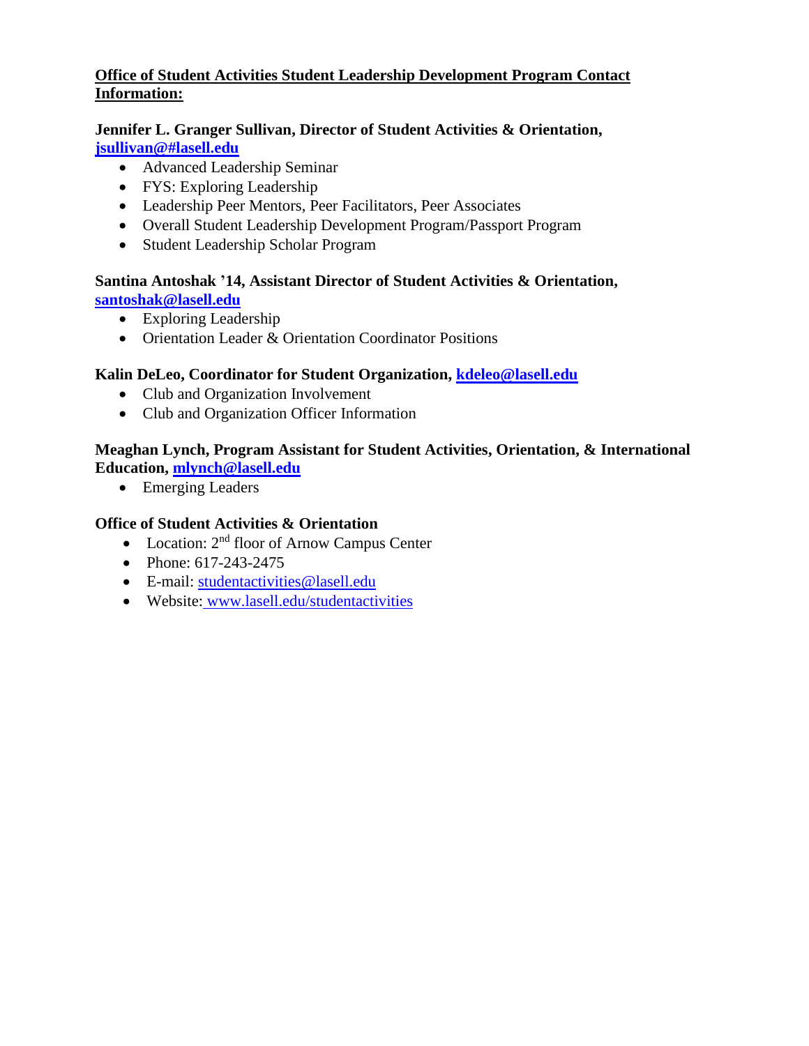**Office of Student Activities Student Leadership Development Program Contact Information:**

**Jennifer L. Granger Sullivan, Director of Student Activities & Orientation, jsullivan@#lasell.edu**

- Advanced Leadership Seminar
- FYS: Exploring Leadership
- Leadership Peer Mentors, Peer Facilitators, Peer Associates
- Overall Student Leadership Development Program/Passport Program
- Student Leadership Scholar Program

**Santina Antoshak '14, Assistant Director of Student Activities & Orientation, santoshak@lasell.edu**

- Exploring Leadership
- Orientation Leader & Orientation Coordinator Positions

**Kalin DeLeo, Coordinator for Student Organization, kdeleo@lasell.edu**

- Club and Organization Involvement
- Club and Organization Officer Information

**Meaghan Lynch, Program Assistant for Student Activities, Orientation, & International Education, mlynch@lasell.edu**

- Emerging Leaders

**Office of Student Activities & Orientation**

- Location: 2nd floor of Arnow Campus Center
- Phone: 617-243-2475
- E-mail: studentactivities@lasell.edu
- Website: www.lasell.edu/studentactivities